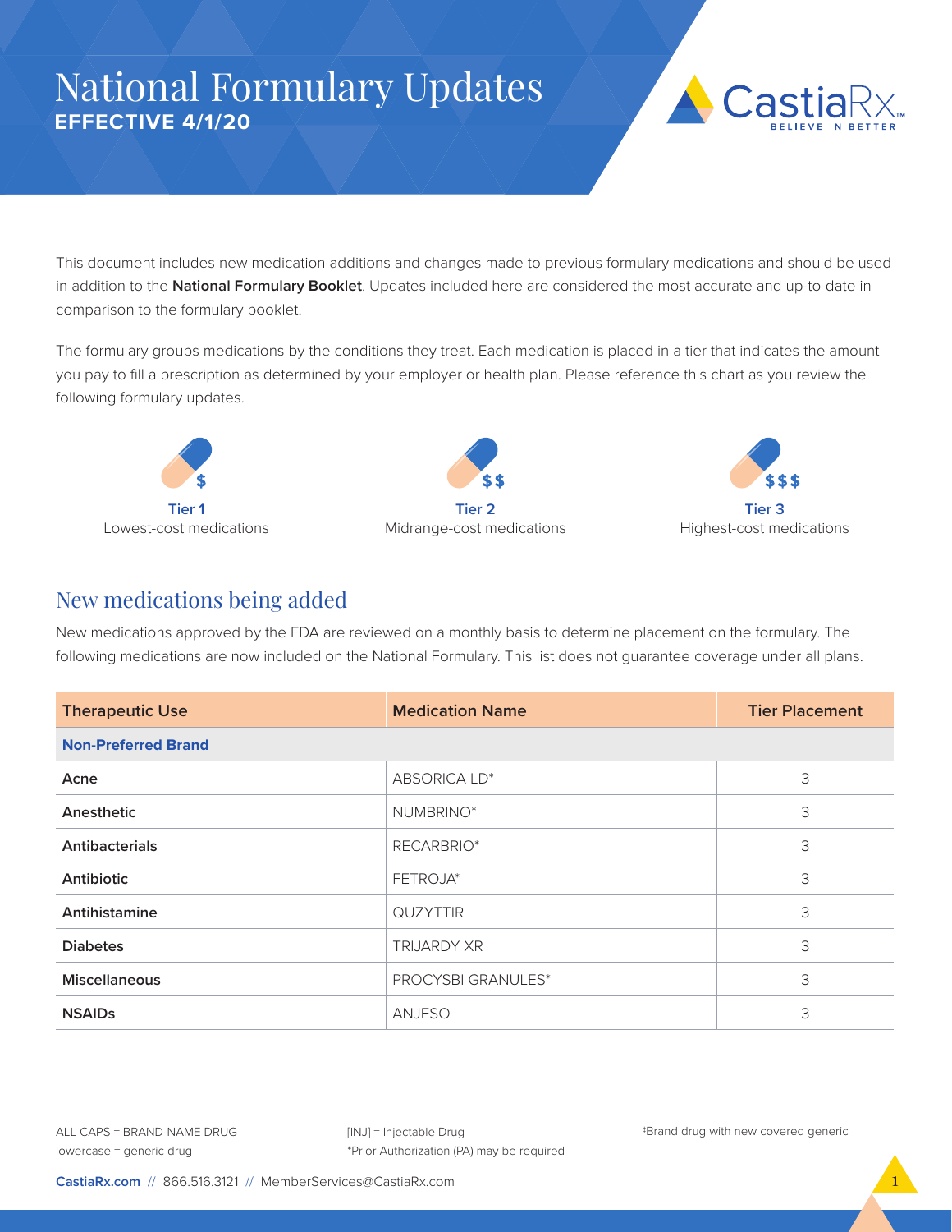# National Formulary Updates
**EFFECTIVE 4/1/20**

CastiaRx
BELIEVE IN BETTER

This document includes new medication additions and changes made to previous formulary medications and should be used in addition to the **National Formulary Booklet**. Updates included here are considered the most accurate and up-to-date in comparison to the formulary booklet.

The formulary groups medications by the conditions they treat. Each medication is placed in a tier that indicates the amount you pay to fill a prescription as determined by your employer or health plan. Please reference this chart as you review the following formulary updates.

**Tier 1** ($)
Lowest-cost medications

**Tier 2** ($$)
Midrange-cost medications

**Tier 3** ($$$)
Highest-cost medications

## New medications being added

New medications approved by the FDA are reviewed on a monthly basis to determine placement on the formulary. The following medications are now included on the National Formulary. This list does not guarantee coverage under all plans.

| Therapeutic Use | Medication Name | Tier Placement |
|---|---|---|
| **Non-Preferred Brand** | | |
| **Acne** | ABSORICA LD* | 3 |
| **Anesthetic** | NUMBRINO* | 3 |
| **Antibacterials** | RECARBRIO* | 3 |
| **Antibiotic** | FETROJA* | 3 |
| **Antihistamine** | QUZYTTIR | 3 |
| **Diabetes** | TRIJARDY XR | 3 |
| **Miscellaneous** | PROCYSBI GRANULES* | 3 |
| **NSAIDs** | ANJESO | 3 |

ALL CAPS = BRAND-NAME DRUG
lowercase = generic drug

[INJ] = Injectable Drug
*Prior Authorization (PA) may be required

‡Brand drug with new covered generic

CastiaRx.com // 866.516.3121 // MemberServices@CastiaRx.com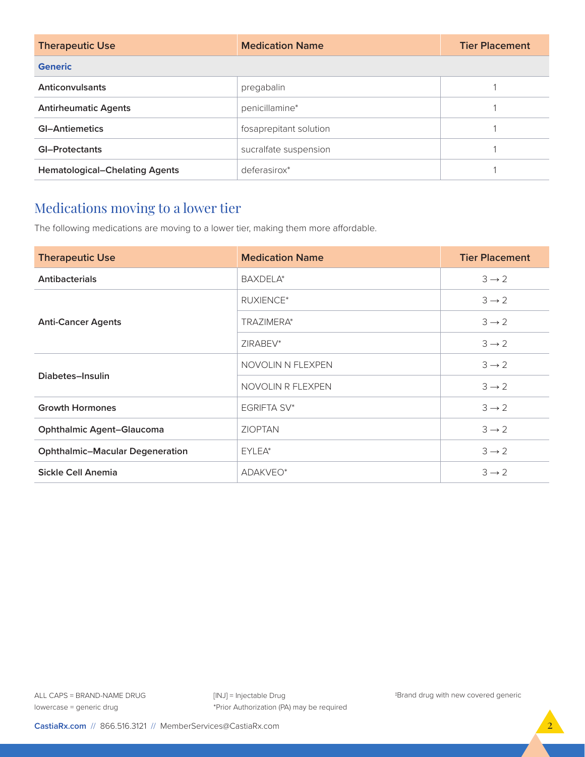| Therapeutic Use | Medication Name | Tier Placement |
|---|---|---|
| **Generic** | | |
| **Anticonvulsants** | pregabalin | 1 |
| **Antirheumatic Agents** | penicillamine* | 1 |
| **GI–Antiemetics** | fosaprepitant solution | 1 |
| **GI–Protectants** | sucralfate suspension | 1 |
| **Hematological–Chelating Agents** | deferasirox* | 1 |

## Medications moving to a lower tier

The following medications are moving to a lower tier, making them more affordable.

| Therapeutic Use | Medication Name | Tier Placement |
|---|---|---|
| **Antibacterials** | BAXDELA* | 3 → 2 |
| **Anti-Cancer Agents** | RUXIENCE* | 3 → 2 |
| | TRAZIMERA* | 3 → 2 |
| | ZIRABEV* | 3 → 2 |
| **Diabetes–Insulin** | NOVOLIN N FLEXPEN | 3 → 2 |
| | NOVOLIN R FLEXPEN | 3 → 2 |
| **Growth Hormones** | EGRIFTA SV* | 3 → 2 |
| **Ophthalmic Agent–Glaucoma** | ZIOPTAN | 3 → 2 |
| **Ophthalmic–Macular Degeneration** | EYLEA* | 3 → 2 |
| **Sickle Cell Anemia** | ADAKVEO* | 3 → 2 |

ALL CAPS = BRAND-NAME DRUG
lowercase = generic drug

[INJ] = Injectable Drug
*Prior Authorization (PA) may be required

‡Brand drug with new covered generic

**CastiaRx.com** // 866.516.3121 // MemberServices@CastiaRx.com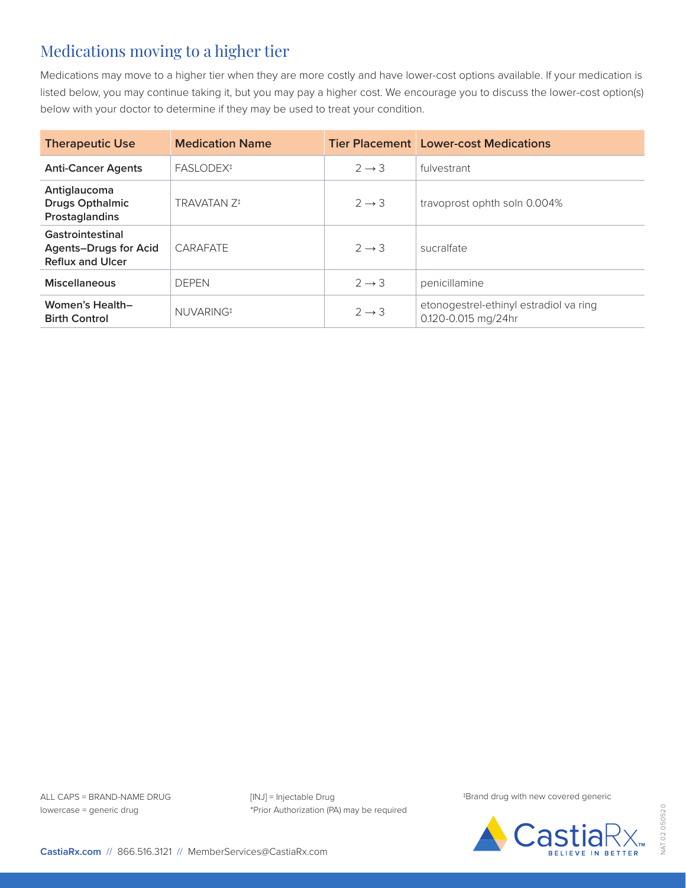## Medications moving to a higher tier

Medications may move to a higher tier when they are more costly and have lower-cost options available. If your medication is listed below, you may continue taking it, but you may pay a higher cost. We encourage you to discuss the lower-cost option(s) below with your doctor to determine if they may be used to treat your condition.

| Therapeutic Use | Medication Name | Tier Placement | Lower-cost Medications |
|---|---|---|---|
| **Anti-Cancer Agents** | FASLODEX‡ | 2 → 3 | fulvestrant |
| **Antiglaucoma Drugs Opthalmic Prostaglandins** | TRAVATAN Z‡ | 2 → 3 | travoprost ophth soln 0.004% |
| **Gastrointestinal Agents–Drugs for Acid Reflux and Ulcer** | CARAFATE | 2 → 3 | sucralfate |
| **Miscellaneous** | DEPEN | 2 → 3 | penicillamine |
| **Women's Health–Birth Control** | NUVARING‡ | 2 → 3 | etonogestrel-ethinyl estradiol va ring 0.120-0.015 mg/24hr |

ALL CAPS = BRAND-NAME DRUG
lowercase = generic drug

[INJ] = Injectable Drug
*Prior Authorization (PA) may be required

‡Brand drug with new covered generic

**CastiaRx.com** // 866.516.3121 // MemberServices@CastiaRx.com

NAT.02.050520